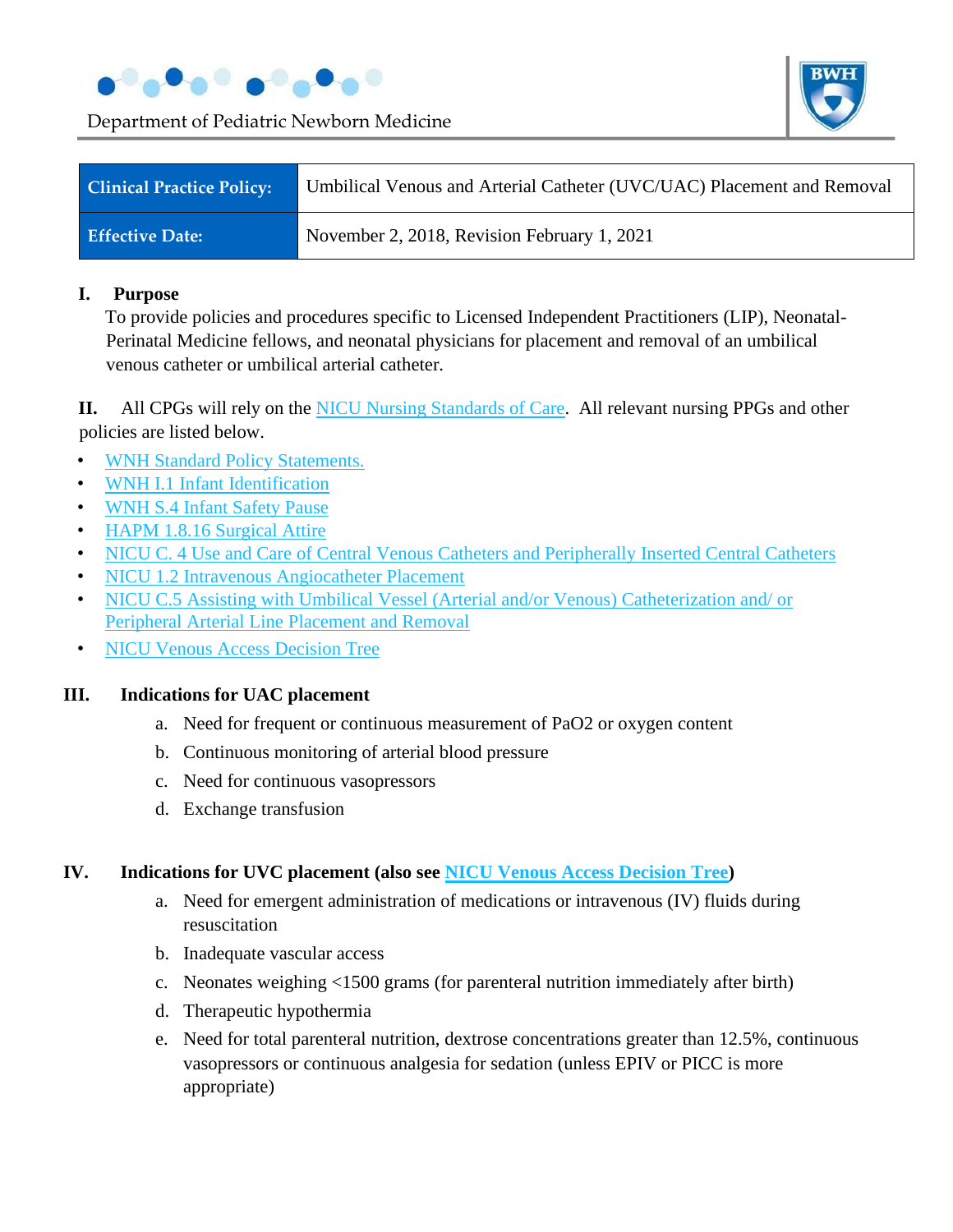Department of Pediatric Newborn Medicine

| Clinical Practice Policy: | Umbilical Venous and Arterial Catheter (UVC/UAC) Placement and Removal |
|---|---|
| Effective Date: | November 2, 2018, Revision February 1, 2021 |

## I. Purpose

To provide policies and procedures specific to Licensed Independent Practitioners (LIP), Neonatal-Perinatal Medicine fellows, and neonatal physicians for placement and removal of an umbilical venous catheter or umbilical arterial catheter.

**II.** All CPGs will rely on the NICU Nursing Standards of Care. All relevant nursing PPGs and other policies are listed below.

- WNH Standard Policy Statements.
- WNH I.1 Infant Identification
- WNH S.4 Infant Safety Pause
- HAPM 1.8.16 Surgical Attire
- NICU C. 4 Use and Care of Central Venous Catheters and Peripherally Inserted Central Catheters
- NICU 1.2 Intravenous Angiocatheter Placement
- NICU C.5 Assisting with Umbilical Vessel (Arterial and/or Venous) Catheterization and/ or Peripheral Arterial Line Placement and Removal
- NICU Venous Access Decision Tree

## III. Indications for UAC placement

a. Need for frequent or continuous measurement of PaO2 or oxygen content
b. Continuous monitoring of arterial blood pressure
c. Need for continuous vasopressors
d. Exchange transfusion

## IV. Indications for UVC placement (also see NICU Venous Access Decision Tree)

a. Need for emergent administration of medications or intravenous (IV) fluids during resuscitation
b. Inadequate vascular access
c. Neonates weighing <1500 grams (for parenteral nutrition immediately after birth)
d. Therapeutic hypothermia
e. Need for total parenteral nutrition, dextrose concentrations greater than 12.5%, continuous vasopressors or continuous analgesia for sedation (unless EPIV or PICC is more appropriate)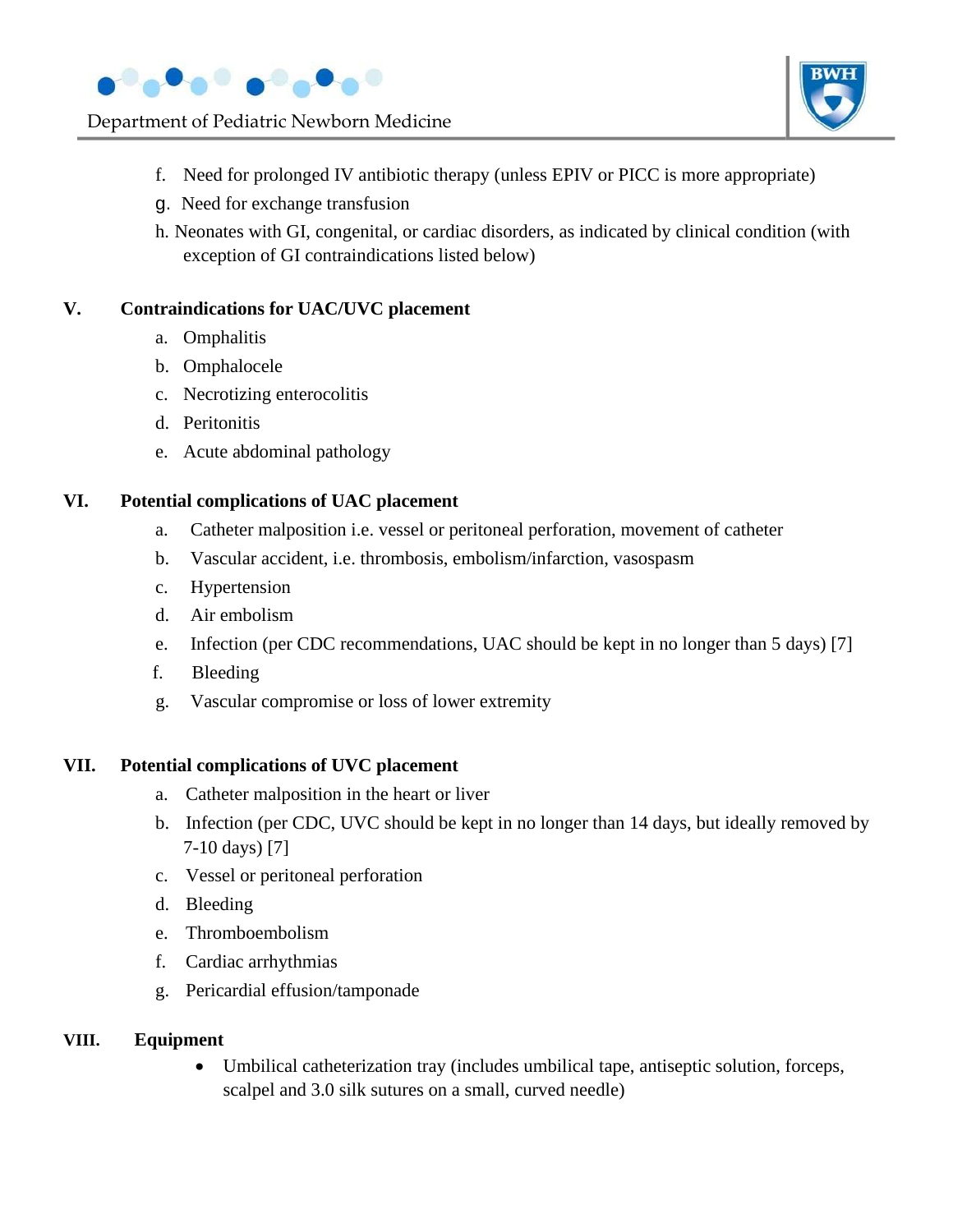f. Need for prolonged IV antibiotic therapy (unless EPIV or PICC is more appropriate)

g. Need for exchange transfusion

h. Neonates with GI, congenital, or cardiac disorders, as indicated by clinical condition (with exception of GI contraindications listed below)

## V. Contraindications for UAC/UVC placement

a. Omphalitis

b. Omphalocele

c. Necrotizing enterocolitis

d. Peritonitis

e. Acute abdominal pathology

## VI. Potential complications of UAC placement

a. Catheter malposition i.e. vessel or peritoneal perforation, movement of catheter

b. Vascular accident, i.e. thrombosis, embolism/infarction, vasospasm

c. Hypertension

d. Air embolism

e. Infection (per CDC recommendations, UAC should be kept in no longer than 5 days) [7]

f. Bleeding

g. Vascular compromise or loss of lower extremity

## VII. Potential complications of UVC placement

a. Catheter malposition in the heart or liver

b. Infection (per CDC, UVC should be kept in no longer than 14 days, but ideally removed by 7-10 days) [7]

c. Vessel or peritoneal perforation

d. Bleeding

e. Thromboembolism

f. Cardiac arrhythmias

g. Pericardial effusion/tamponade

## VIII. Equipment

- Umbilical catheterization tray (includes umbilical tape, antiseptic solution, forceps, scalpel and 3.0 silk sutures on a small, curved needle)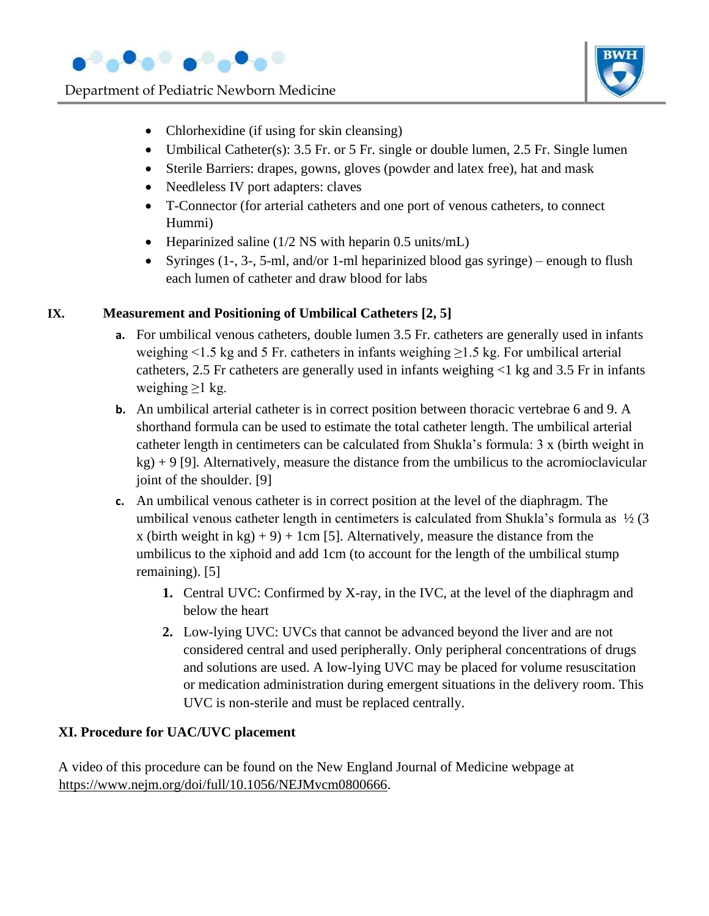- Chlorhexidine (if using for skin cleansing)
- Umbilical Catheter(s): 3.5 Fr. or 5 Fr. single or double lumen, 2.5 Fr. Single lumen
- Sterile Barriers: drapes, gowns, gloves (powder and latex free), hat and mask
- Needleless IV port adapters: claves
- T-Connector (for arterial catheters and one port of venous catheters, to connect Hummi)
- Heparinized saline (1/2 NS with heparin 0.5 units/mL)
- Syringes (1-, 3-, 5-ml, and/or 1-ml heparinized blood gas syringe) – enough to flush each lumen of catheter and draw blood for labs

## IX. Measurement and Positioning of Umbilical Catheters [2, 5]

a. For umbilical venous catheters, double lumen 3.5 Fr. catheters are generally used in infants weighing <1.5 kg and 5 Fr. catheters in infants weighing ≥1.5 kg. For umbilical arterial catheters, 2.5 Fr catheters are generally used in infants weighing <1 kg and 3.5 Fr in infants weighing ≥1 kg.

b. An umbilical arterial catheter is in correct position between thoracic vertebrae 6 and 9. A shorthand formula can be used to estimate the total catheter length. The umbilical arterial catheter length in centimeters can be calculated from Shukla's formula: 3 x (birth weight in kg) + 9 [9]. Alternatively, measure the distance from the umbilicus to the acromioclavicular joint of the shoulder. [9]

c. An umbilical venous catheter is in correct position at the level of the diaphragm. The umbilical venous catheter length in centimeters is calculated from Shukla's formula as ½ (3 x (birth weight in kg) + 9) + 1cm [5]. Alternatively, measure the distance from the umbilicus to the xiphoid and add 1cm (to account for the length of the umbilical stump remaining). [5]

   1. Central UVC: Confirmed by X-ray, in the IVC, at the level of the diaphragm and below the heart
   2. Low-lying UVC: UVCs that cannot be advanced beyond the liver and are not considered central and used peripherally. Only peripheral concentrations of drugs and solutions are used. A low-lying UVC may be placed for volume resuscitation or medication administration during emergent situations in the delivery room. This UVC is non-sterile and must be replaced centrally.

## XI. Procedure for UAC/UVC placement

A video of this procedure can be found on the New England Journal of Medicine webpage at https://www.nejm.org/doi/full/10.1056/NEJMvcm0800666.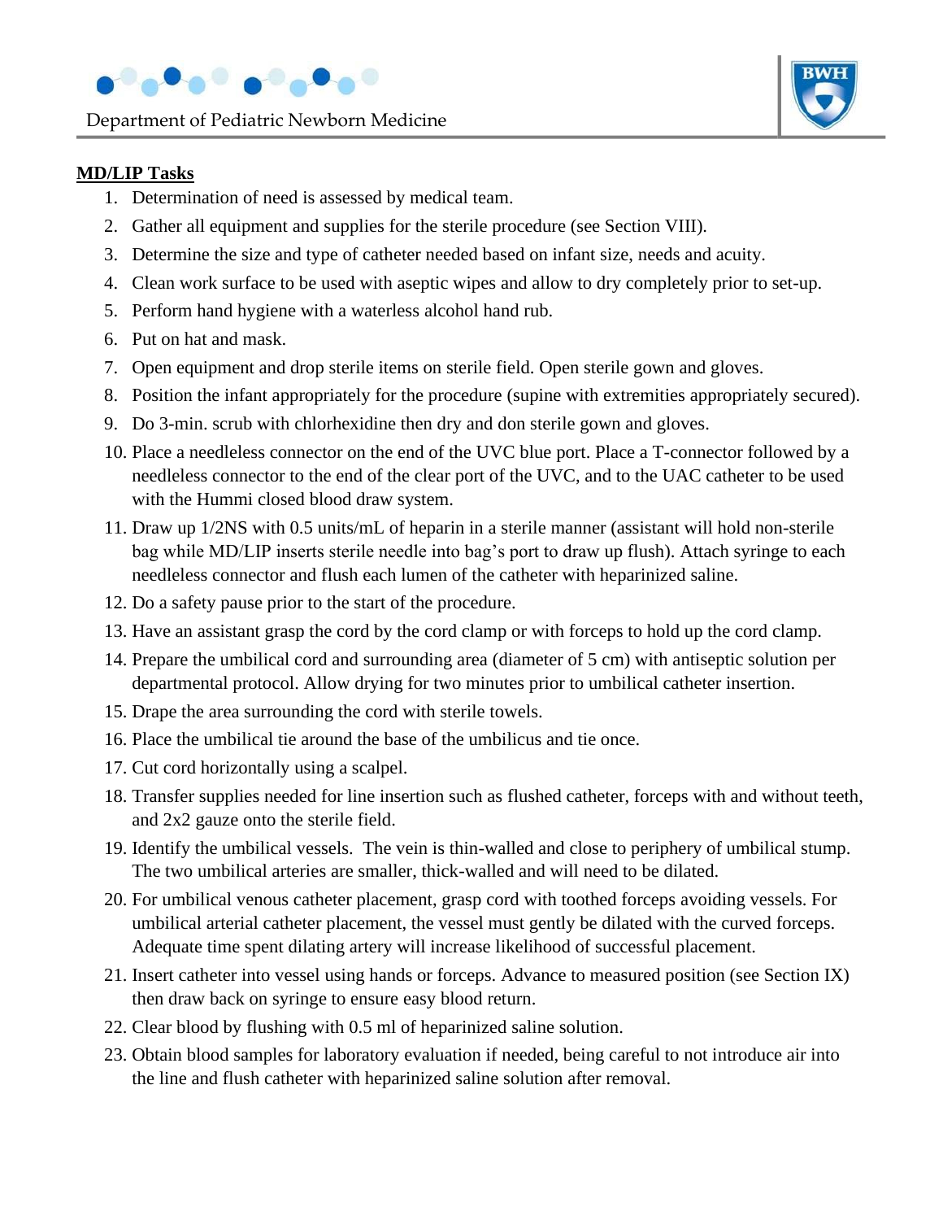**MD/LIP Tasks**

1. Determination of need is assessed by medical team.
2. Gather all equipment and supplies for the sterile procedure (see Section VIII).
3. Determine the size and type of catheter needed based on infant size, needs and acuity.
4. Clean work surface to be used with aseptic wipes and allow to dry completely prior to set-up.
5. Perform hand hygiene with a waterless alcohol hand rub.
6. Put on hat and mask.
7. Open equipment and drop sterile items on sterile field. Open sterile gown and gloves.
8. Position the infant appropriately for the procedure (supine with extremities appropriately secured).
9. Do 3-min. scrub with chlorhexidine then dry and don sterile gown and gloves.
10. Place a needleless connector on the end of the UVC blue port. Place a T-connector followed by a needleless connector to the end of the clear port of the UVC, and to the UAC catheter to be used with the Hummi closed blood draw system.
11. Draw up 1/2NS with 0.5 units/mL of heparin in a sterile manner (assistant will hold non-sterile bag while MD/LIP inserts sterile needle into bag's port to draw up flush). Attach syringe to each needleless connector and flush each lumen of the catheter with heparinized saline.
12. Do a safety pause prior to the start of the procedure.
13. Have an assistant grasp the cord by the cord clamp or with forceps to hold up the cord clamp.
14. Prepare the umbilical cord and surrounding area (diameter of 5 cm) with antiseptic solution per departmental protocol. Allow drying for two minutes prior to umbilical catheter insertion.
15. Drape the area surrounding the cord with sterile towels.
16. Place the umbilical tie around the base of the umbilicus and tie once.
17. Cut cord horizontally using a scalpel.
18. Transfer supplies needed for line insertion such as flushed catheter, forceps with and without teeth, and 2x2 gauze onto the sterile field.
19. Identify the umbilical vessels. The vein is thin-walled and close to periphery of umbilical stump. The two umbilical arteries are smaller, thick-walled and will need to be dilated.
20. For umbilical venous catheter placement, grasp cord with toothed forceps avoiding vessels. For umbilical arterial catheter placement, the vessel must gently be dilated with the curved forceps. Adequate time spent dilating artery will increase likelihood of successful placement.
21. Insert catheter into vessel using hands or forceps. Advance to measured position (see Section IX) then draw back on syringe to ensure easy blood return.
22. Clear blood by flushing with 0.5 ml of heparinized saline solution.
23. Obtain blood samples for laboratory evaluation if needed, being careful to not introduce air into the line and flush catheter with heparinized saline solution after removal.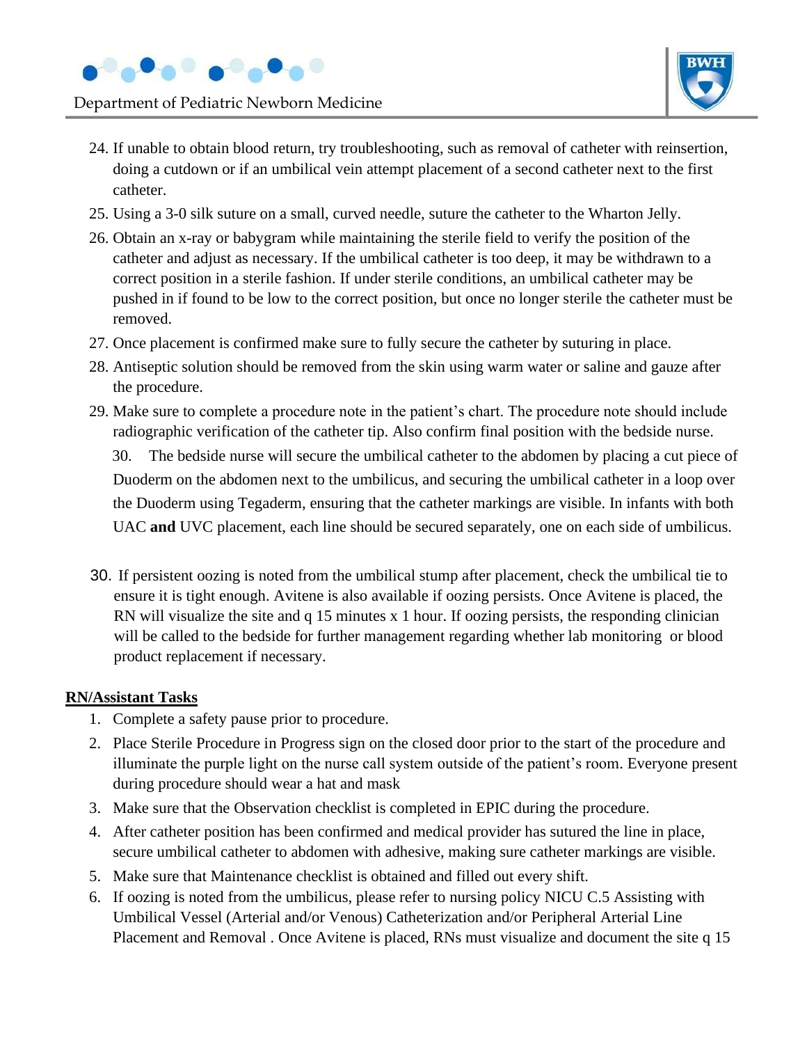24. If unable to obtain blood return, try troubleshooting, such as removal of catheter with reinsertion, doing a cutdown or if an umbilical vein attempt placement of a second catheter next to the first catheter.
25. Using a 3-0 silk suture on a small, curved needle, suture the catheter to the Wharton Jelly.
26. Obtain an x-ray or babygram while maintaining the sterile field to verify the position of the catheter and adjust as necessary. If the umbilical catheter is too deep, it may be withdrawn to a correct position in a sterile fashion. If under sterile conditions, an umbilical catheter may be pushed in if found to be low to the correct position, but once no longer sterile the catheter must be removed.
27. Once placement is confirmed make sure to fully secure the catheter by suturing in place.
28. Antiseptic solution should be removed from the skin using warm water or saline and gauze after the procedure.
29. Make sure to complete a procedure note in the patient's chart. The procedure note should include radiographic verification of the catheter tip. Also confirm final position with the bedside nurse.

 30. The bedside nurse will secure the umbilical catheter to the abdomen by placing a cut piece of Duoderm on the abdomen next to the umbilicus, and securing the umbilical catheter in a loop over the Duoderm using Tegaderm, ensuring that the catheter markings are visible. In infants with both UAC **and** UVC placement, each line should be secured separately, one on each side of umbilicus.

30. If persistent oozing is noted from the umbilical stump after placement, check the umbilical tie to ensure it is tight enough. Avitene is also available if oozing persists. Once Avitene is placed, the RN will visualize the site and q 15 minutes x 1 hour. If oozing persists, the responding clinician will be called to the bedside for further management regarding whether lab monitoring or blood product replacement if necessary.

**RN/Assistant Tasks**

1. Complete a safety pause prior to procedure.
2. Place Sterile Procedure in Progress sign on the closed door prior to the start of the procedure and illuminate the purple light on the nurse call system outside of the patient's room. Everyone present during procedure should wear a hat and mask
3. Make sure that the Observation checklist is completed in EPIC during the procedure.
4. After catheter position has been confirmed and medical provider has sutured the line in place, secure umbilical catheter to abdomen with adhesive, making sure catheter markings are visible.
5. Make sure that Maintenance checklist is obtained and filled out every shift.
6. If oozing is noted from the umbilicus, please refer to nursing policy NICU C.5 Assisting with Umbilical Vessel (Arterial and/or Venous) Catheterization and/or Peripheral Arterial Line Placement and Removal . Once Avitene is placed, RNs must visualize and document the site q 15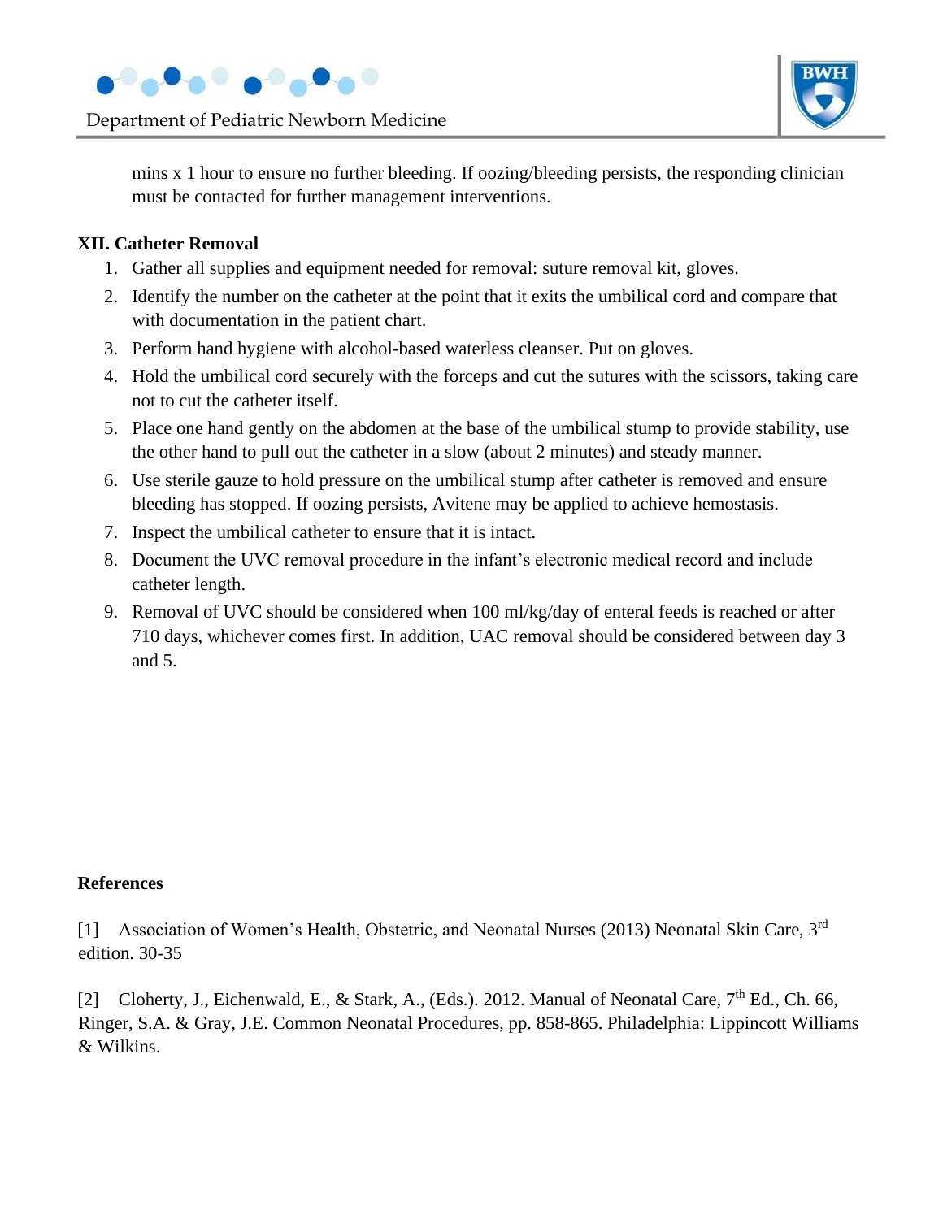mins x 1 hour to ensure no further bleeding. If oozing/bleeding persists, the responding clinician must be contacted for further management interventions.

**XII. Catheter Removal**

1. Gather all supplies and equipment needed for removal: suture removal kit, gloves.
2. Identify the number on the catheter at the point that it exits the umbilical cord and compare that with documentation in the patient chart.
3. Perform hand hygiene with alcohol-based waterless cleanser. Put on gloves.
4. Hold the umbilical cord securely with the forceps and cut the sutures with the scissors, taking care not to cut the catheter itself.
5. Place one hand gently on the abdomen at the base of the umbilical stump to provide stability, use the other hand to pull out the catheter in a slow (about 2 minutes) and steady manner.
6. Use sterile gauze to hold pressure on the umbilical stump after catheter is removed and ensure bleeding has stopped. If oozing persists, Avitene may be applied to achieve hemostasis.
7. Inspect the umbilical catheter to ensure that it is intact.
8. Document the UVC removal procedure in the infant's electronic medical record and include catheter length.
9. Removal of UVC should be considered when 100 ml/kg/day of enteral feeds is reached or after 710 days, whichever comes first. In addition, UAC removal should be considered between day 3 and 5.

**References**

[1] Association of Women's Health, Obstetric, and Neonatal Nurses (2013) Neonatal Skin Care, 3rd edition. 30-35

[2] Cloherty, J., Eichenwald, E., & Stark, A., (Eds.). 2012. Manual of Neonatal Care, 7th Ed., Ch. 66, Ringer, S.A. & Gray, J.E. Common Neonatal Procedures, pp. 858-865. Philadelphia: Lippincott Williams & Wilkins.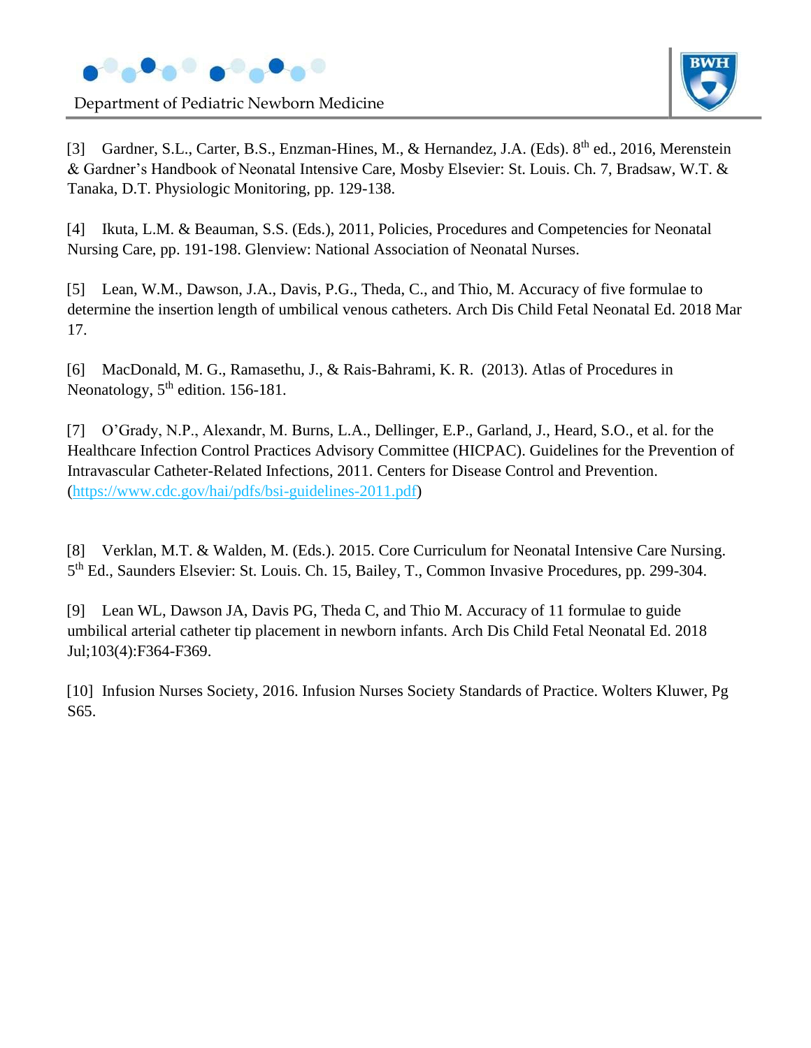[3] Gardner, S.L., Carter, B.S., Enzman-Hines, M., & Hernandez, J.A. (Eds). 8th ed., 2016, Merenstein & Gardner's Handbook of Neonatal Intensive Care, Mosby Elsevier: St. Louis. Ch. 7, Bradsaw, W.T. & Tanaka, D.T. Physiologic Monitoring, pp. 129-138.

[4] Ikuta, L.M. & Beauman, S.S. (Eds.), 2011, Policies, Procedures and Competencies for Neonatal Nursing Care, pp. 191-198. Glenview: National Association of Neonatal Nurses.

[5] Lean, W.M., Dawson, J.A., Davis, P.G., Theda, C., and Thio, M. Accuracy of five formulae to determine the insertion length of umbilical venous catheters. Arch Dis Child Fetal Neonatal Ed. 2018 Mar 17.

[6] MacDonald, M. G., Ramasethu, J., & Rais-Bahrami, K. R. (2013). Atlas of Procedures in Neonatology, 5th edition. 156-181.

[7] O'Grady, N.P., Alexandr, M. Burns, L.A., Dellinger, E.P., Garland, J., Heard, S.O., et al. for the Healthcare Infection Control Practices Advisory Committee (HICPAC). Guidelines for the Prevention of Intravascular Catheter-Related Infections, 2011. Centers for Disease Control and Prevention. (https://www.cdc.gov/hai/pdfs/bsi-guidelines-2011.pdf)

[8] Verklan, M.T. & Walden, M. (Eds.). 2015. Core Curriculum for Neonatal Intensive Care Nursing. 5th Ed., Saunders Elsevier: St. Louis. Ch. 15, Bailey, T., Common Invasive Procedures, pp. 299-304.

[9] Lean WL, Dawson JA, Davis PG, Theda C, and Thio M. Accuracy of 11 formulae to guide umbilical arterial catheter tip placement in newborn infants. Arch Dis Child Fetal Neonatal Ed. 2018 Jul;103(4):F364-F369.

[10] Infusion Nurses Society, 2016. Infusion Nurses Society Standards of Practice. Wolters Kluwer, Pg S65.